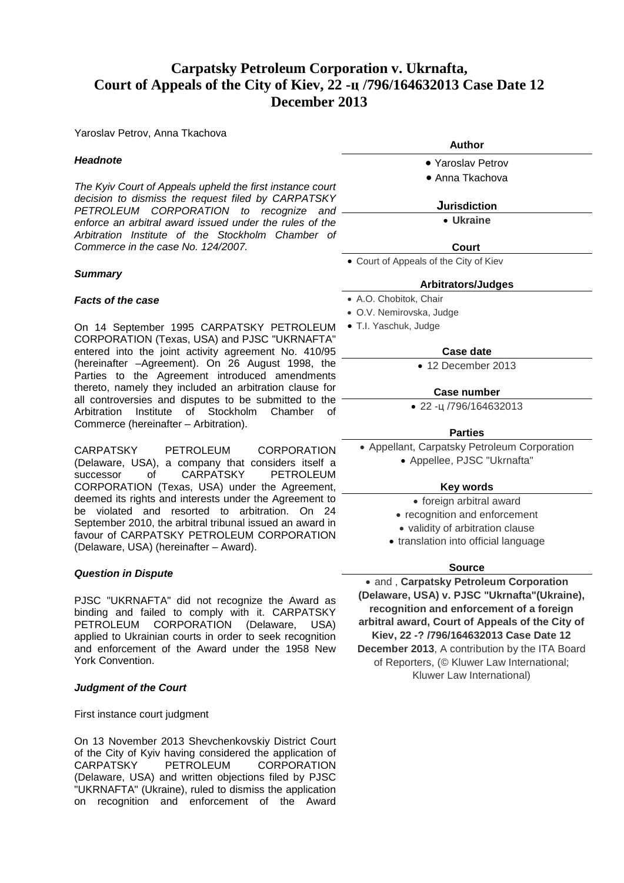# Carpatsky Petroleum Corporation v. Uknrnafta, Court of Appeals of the City of Kiev, 22 -ц /796/164632013 Case Date 12 December 2013

Yaroslav Petrov, Anna Tkachova

### *Headnote*

*The Kyiv Court of Appeals upheld the first instance court decision to dismiss the request filed by CARPATSKY PETROLEUM CORPORATION to recognize and enforce an arbitral award issued under the rules of the Arbitration Institute of the Stockholm Chamber of Commerce in the case No. 124/2007.*

### *Summary*

### *Facts of the case*

On 14 September 1995 CARPATSKY PETROLEUM CORPORATION (Texas, USA) and PJSC "UKRNAFTA" entered into the joint activity agreement No. 410/95 (hereinafter –Agreement). On 26 August 1998, the Parties to the Agreement introduced amendments thereto, namely they included an arbitration clause for all controversies and disputes to be submitted to the Arbitration Institute of Stockholm Chamber of Commerce (hereinafter – Arbitration).

CARPATSKY PETROLEUM CORPORATION (Delaware, USA), a company that considers itself a successor of CARPATSKY PETROLEUM CORPORATION (Texas, USA) under the Agreement, deemed its rights and interests under the Agreement to be violated and resorted to arbitration. On 24 September 2010, the arbitral tribunal issued an award in favour of CARPATSKY PETROLEUM CORPORATION (Delaware, USA) (hereinafter – Award).

### *Question in Dispute*

PJSC "UKRNAFTA" did not recognize the Award as binding and failed to comply with it. CARPATSKY PETROLEUM CORPORATION (Delaware, USA) applied to Ukrainian courts in order to seek recognition and enforcement of the Award under the 1958 New York Convention.

### *Judgment of the Court*

First instance court judgment

On 13 November 2013 Shevchenkovskiy District Court of the City of Kyiv having considered the application of CARPATSKY PETROLEUM CORPORATION (Delaware, USA) and written objections filed by PJSC "UKRNAFTA" (Ukraine), ruled to dismiss the application on recognition and enforcement of the Award

**Author**

- Yaroslav Petrov
- Anna Tkachova

**Jurisdiction**

- **Ukraine**

**Court**

- Court of Appeals of the City of Kiev

**Arbitrators/Judges**

- A.O. Chobitok, Chair
- O.V. Nemirovska, Judge
- T.I. Yaschuk, Judge

**Case date**

- 12 December 2013

**Case number**

- 22 -ц /796/164632013

**Parties**

- Appellant, Carpatsky Petroleum Corporation
- Appellee, PJSC "Ukrnafta"

**Key words**

- foreign arbitral award
- recognition and enforcement
- validity of arbitration clause
- translation into official language

**Source**

- and , **Carpatsky Petroleum Corporation (Delaware, USA) v. PJSC "Ukrnafta"(Ukraine), recognition and enforcement of a foreign arbitral award, Court of Appeals of the City of Kiev, 22 -? /796/164632013 Case Date 12 December 2013**, A contribution by the ITA Board of Reporters, (© Kluwer Law International; Kluwer Law International)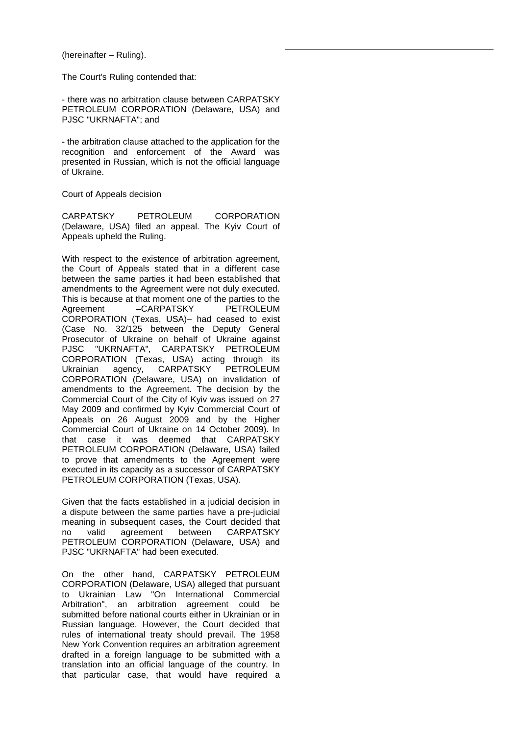(hereinafter – Ruling).

The Court's Ruling contended that:

- there was no arbitration clause between CARPATSKY PETROLEUM CORPORATION (Delaware, USA) and PJSC "UKRNAFTA"; and

- the arbitration clause attached to the application for the recognition and enforcement of the Award was presented in Russian, which is not the official language of Ukraine.

Court of Appeals decision

CARPATSKY PETROLEUM CORPORATION (Delaware, USA) filed an appeal. The Kyiv Court of Appeals upheld the Ruling.

With respect to the existence of arbitration agreement, the Court of Appeals stated that in a different case between the same parties it had been established that amendments to the Agreement were not duly executed. This is because at that moment one of the parties to the Agreement –CARPATSKY PETROLEUM CORPORATION (Texas, USA)– had ceased to exist (Case No. 32/125 between the Deputy General Prosecutor of Ukraine on behalf of Ukraine against PJSC "UKRNAFTA", CARPATSKY PETROLEUM CORPORATION (Texas, USA) acting through its Ukrainian agency, CARPATSKY PETROLEUM CORPORATION (Delaware, USA) on invalidation of amendments to the Agreement. The decision by the Commercial Court of the City of Kyiv was issued on 27 May 2009 and confirmed by Kyiv Commercial Court of Appeals on 26 August 2009 and by the Higher Commercial Court of Ukraine on 14 October 2009). In that case it was deemed that CARPATSKY PETROLEUM CORPORATION (Delaware, USA) failed to prove that amendments to the Agreement were executed in its capacity as a successor of CARPATSKY PETROLEUM CORPORATION (Texas, USA).

Given that the facts established in a judicial decision in a dispute between the same parties have a pre-judicial meaning in subsequent cases, the Court decided that no valid agreement between CARPATSKY PETROLEUM CORPORATION (Delaware, USA) and PJSC "UKRNAFTA" had been executed.

On the other hand, CARPATSKY PETROLEUM CORPORATION (Delaware, USA) alleged that pursuant to Ukrainian Law "On International Commercial Arbitration", an arbitration agreement could be submitted before national courts either in Ukrainian or in Russian language. However, the Court decided that rules of international treaty should prevail. The 1958 New York Convention requires an arbitration agreement drafted in a foreign language to be submitted with a translation into an official language of the country. In that particular case, that would have required a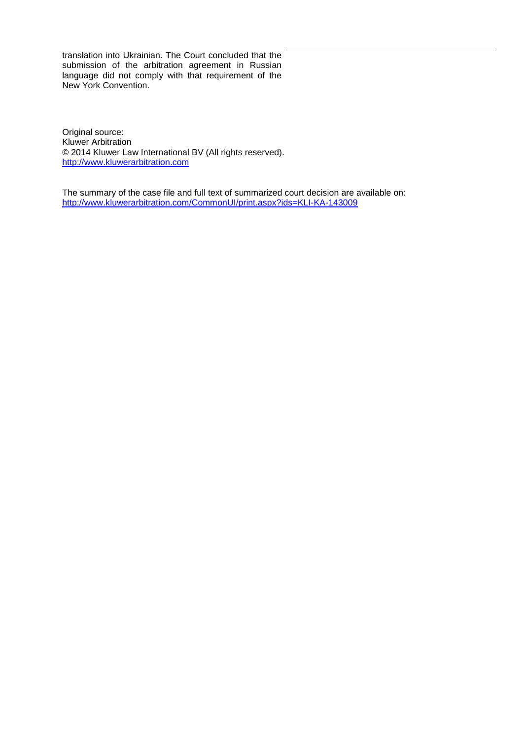translation into Ukrainian. The Court concluded that the submission of the arbitration agreement in Russian language did not comply with that requirement of the New York Convention.

Original source:
Kluwer Arbitration
© 2014 Kluwer Law International BV (All rights reserved).
http://www.kluwerarbitration.com

The summary of the case file and full text of summarized court decision are available on:
http://www.kluwerarbitration.com/CommonUI/print.aspx?ids=KLI-KA-143009